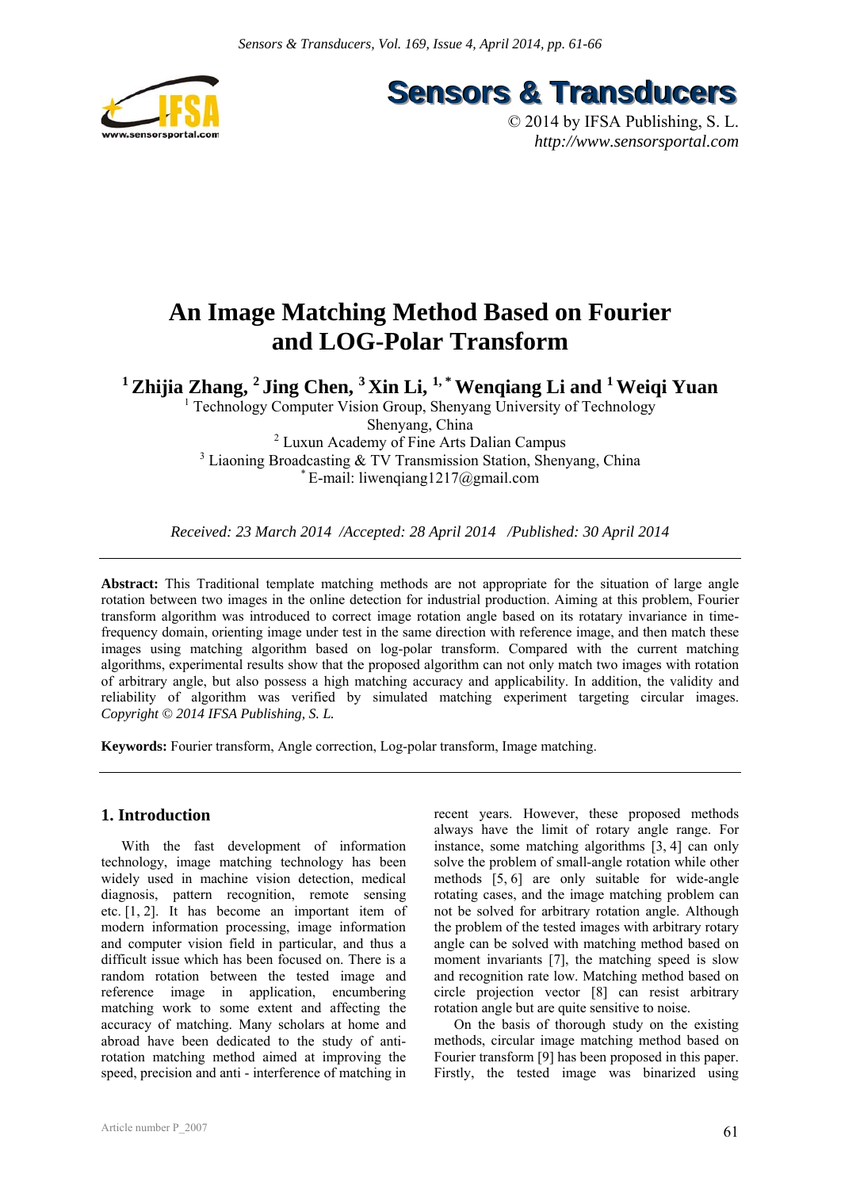# An Image Matching Method Based on Fourier and LOG-Polar Transform

**[1] Zhijia Zhang, [2] Jing Chen, [3] Xin Li, [1,*] Wenqiang Li and [1] Weiqi Yuan**

[1] Technology Computer Vision Group, Shenyang University of Technology
Shenyang, China
[2] Luxun Academy of Fine Arts Dalian Campus
[3] Liaoning Broadcasting & TV Transmission Station, Shenyang, China
[*] E-mail: liwenqiang1217@gmail.com

*Received: 23 March 2014 /Accepted: 28 April 2014 /Published: 30 April 2014*

**Abstract:** This Traditional template matching methods are not appropriate for the situation of large angle rotation between two images in the online detection for industrial production. Aiming at this problem, Fourier transform algorithm was introduced to correct image rotation angle based on its rotatary invariance in time-frequency domain, orienting image under test in the same direction with reference image, and then match these images using matching algorithm based on log-polar transform. Compared with the current matching algorithms, experimental results show that the proposed algorithm can not only match two images with rotation of arbitrary angle, but also possess a high matching accuracy and applicability. In addition, the validity and reliability of algorithm was verified by simulated matching experiment targeting circular images. *Copyright © 2014 IFSA Publishing, S. L.*

**Keywords:** Fourier transform, Angle correction, Log-polar transform, Image matching.

## 1. Introduction

With the fast development of information technology, image matching technology has been widely used in machine vision detection, medical diagnosis, pattern recognition, remote sensing etc. [1, 2]. It has become an important item of modern information processing, image information and computer vision field in particular, and thus a difficult issue which has been focused on. There is a random rotation between the tested image and reference image in application, encumbering matching work to some extent and affecting the accuracy of matching. Many scholars at home and abroad have been dedicated to the study of anti-rotation matching method aimed at improving the speed, precision and anti - interference of matching in recent years. However, these proposed methods always have the limit of rotary angle range. For instance, some matching algorithms [3, 4] can only solve the problem of small-angle rotation while other methods [5, 6] are only suitable for wide-angle rotating cases, and the image matching problem can not be solved for arbitrary rotation angle. Although the problem of the tested images with arbitrary rotary angle can be solved with matching method based on moment invariants [7], the matching speed is slow and recognition rate low. Matching method based on circle projection vector [8] can resist arbitrary rotation angle but are quite sensitive to noise.

On the basis of thorough study on the existing methods, circular image matching method based on Fourier transform [9] has been proposed in this paper. Firstly, the tested image was binarized using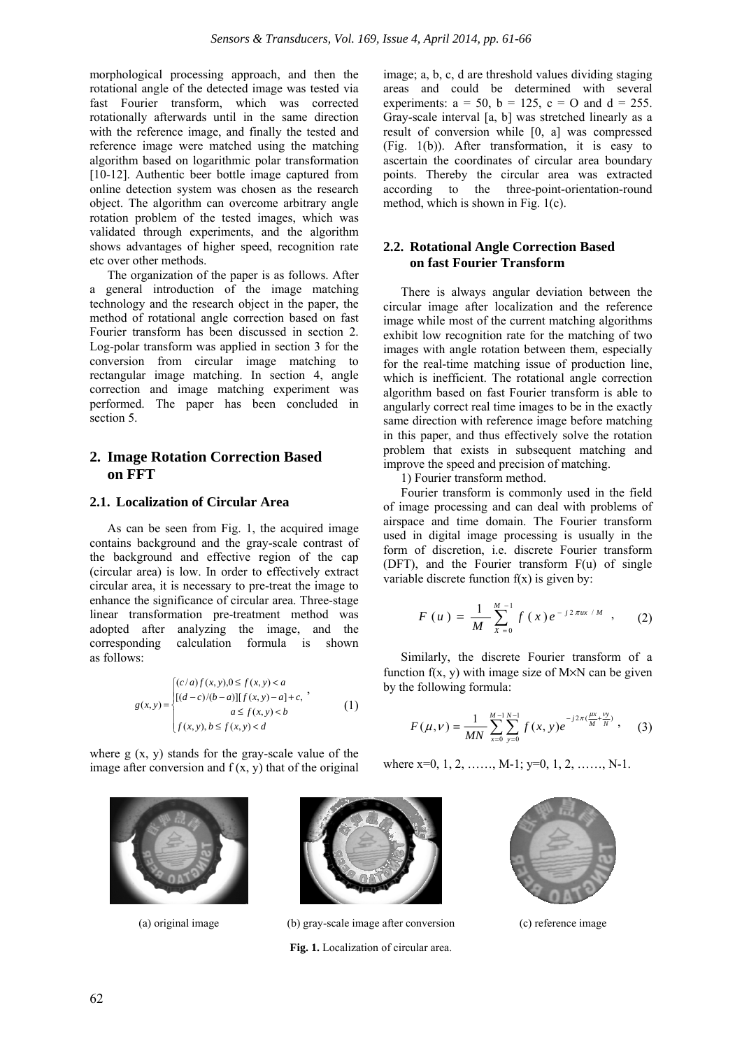morphological processing approach, and then the rotational angle of the detected image was tested via fast Fourier transform, which was corrected rotationally afterwards until in the same direction with the reference image, and finally the tested and reference image were matched using the matching algorithm based on logarithmic polar transformation [10-12]. Authentic beer bottle image captured from online detection system was chosen as the research object. The algorithm can overcome arbitrary angle rotation problem of the tested images, which was validated through experiments, and the algorithm shows advantages of higher speed, recognition rate etc over other methods.

The organization of the paper is as follows. After a general introduction of the image matching technology and the research object in the paper, the method of rotational angle correction based on fast Fourier transform has been discussed in section 2. Log-polar transform was applied in section 3 for the conversion from circular image matching to rectangular image matching. In section 4, angle correction and image matching experiment was performed. The paper has been concluded in section 5.

## 2. Image Rotation Correction Based on FFT

### 2.1. Localization of Circular Area

As can be seen from Fig. 1, the acquired image contains background and the gray-scale contrast of the background and effective region of the cap (circular area) is low. In order to effectively extract circular area, it is necessary to pre-treat the image to enhance the significance of circular area. Three-stage linear transformation pre-treatment method was adopted after analyzing the image, and the corresponding calculation formula is shown as follows:

$$g(x,y)=\begin{cases}(c/a)f(x,y), 0\le f(x,y)<a\\ [(d-c)/(b-a)][f(x,y)-a]+c,\\ \quad a\le f(x,y)<b\\ f(x,y), b\le f(x,y)<d\end{cases}, \quad (1)$$

where g (x, y) stands for the gray-scale value of the image after conversion and f (x, y) that of the original image; a, b, c, d are threshold values dividing staging areas and could be determined with several experiments: a = 50, b = 125, c = O and d = 255. Gray-scale interval [a, b] was stretched linearly as a result of conversion while [0, a] was compressed (Fig. 1(b)). After transformation, it is easy to ascertain the coordinates of circular area boundary points. Thereby the circular area was extracted according to the three-point-orientation-round method, which is shown in Fig. 1(c).

### 2.2. Rotational Angle Correction Based on fast Fourier Transform

There is always angular deviation between the circular image after localization and the reference image while most of the current matching algorithms exhibit low recognition rate for the matching of two images with angle rotation between them, especially for the real-time matching issue of production line, which is inefficient. The rotational angle correction algorithm based on fast Fourier transform is able to angularly correct real time images to be in the exactly same direction with reference image before matching in this paper, and thus effectively solve the rotation problem that exists in subsequent matching and improve the speed and precision of matching.

1) Fourier transform method.

Fourier transform is commonly used in the field of image processing and can deal with problems of airspace and time domain. The Fourier transform used in digital image processing is usually in the form of discretion, i.e. discrete Fourier transform (DFT), and the Fourier transform F(u) of single variable discrete function f(x) is given by:

$$F(u)=\frac{1}{M}\sum_{X=0}^{M-1}f(x)e^{-j2\pi ux/M}, \quad (2)$$

Similarly, the discrete Fourier transform of a function f(x, y) with image size of M×N can be given by the following formula:

$$F(\mu,\nu)=\frac{1}{MN}\sum_{x=0}^{M-1}\sum_{y=0}^{N-1}f(x,y)e^{-j2\pi(\frac{\mu x}{M}+\frac{\nu y}{N})}, \quad (3)$$

where x=0, 1, 2, ……, M-1; y=0, 1, 2, ……, N-1.

(a) original image (b) gray-scale image after conversion (c) reference image

**Fig. 1.** Localization of circular area.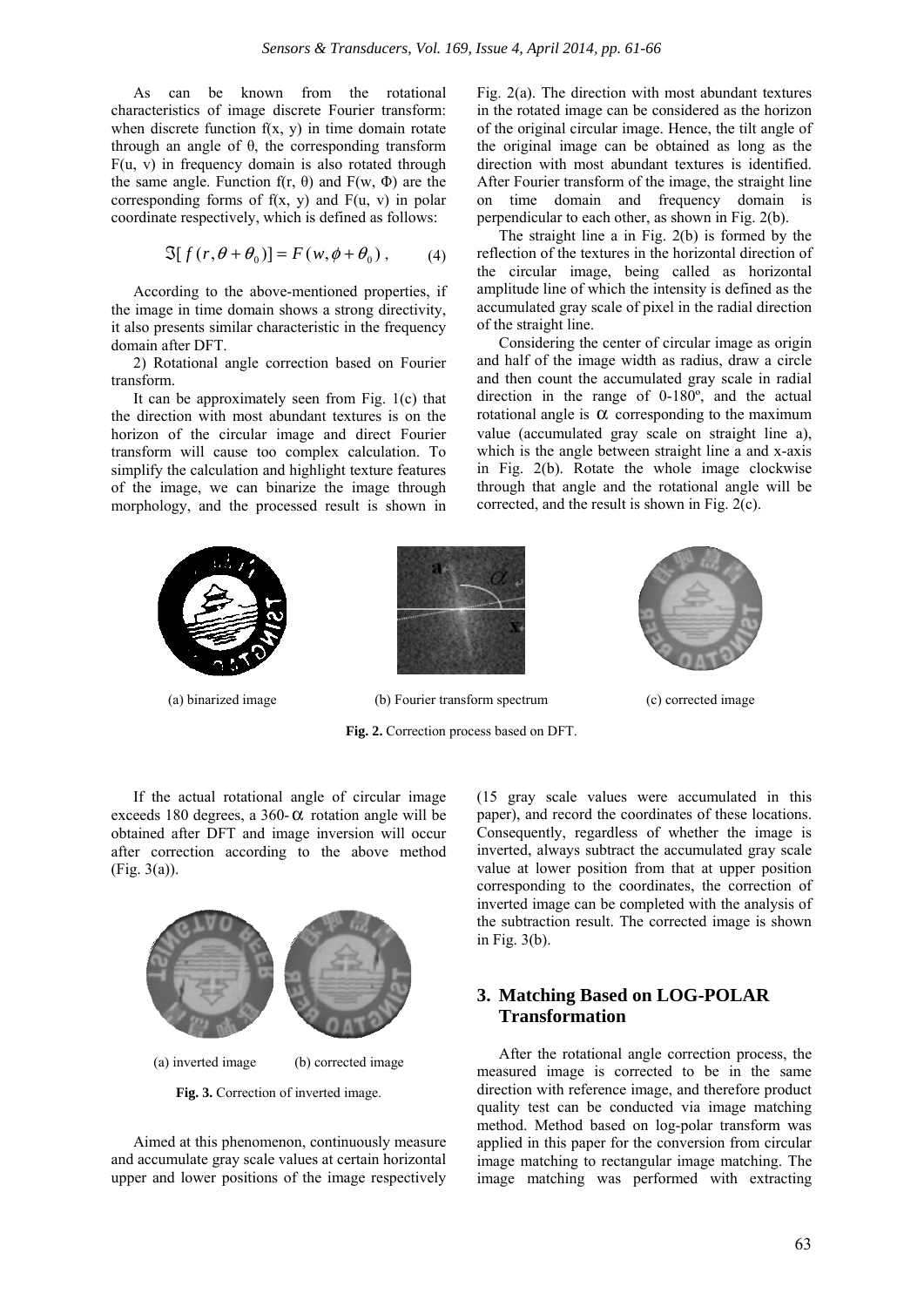As can be known from the rotational characteristics of image discrete Fourier transform: when discrete function f(x, y) in time domain rotate through an angle of θ, the corresponding transform F(u, v) in frequency domain is also rotated through the same angle. Function f(r, θ) and F(w, Φ) are the corresponding forms of f(x, y) and F(u, v) in polar coordinate respectively, which is defined as follows:

$$\Im[f(r,\theta+\theta_0)] = F(w,\phi+\theta_0)\,, \tag{4}$$

According to the above-mentioned properties, if the image in time domain shows a strong directivity, it also presents similar characteristic in the frequency domain after DFT.

2) Rotational angle correction based on Fourier transform.

It can be approximately seen from Fig. 1(c) that the direction with most abundant textures is on the horizon of the circular image and direct Fourier transform will cause too complex calculation. To simplify the calculation and highlight texture features of the image, we can binarize the image through morphology, and the processed result is shown in Fig. 2(a). The direction with most abundant textures in the rotated image can be considered as the horizon of the original circular image. Hence, the tilt angle of the original image can be obtained as long as the direction with most abundant textures is identified. After Fourier transform of the image, the straight line on time domain and frequency domain is perpendicular to each other, as shown in Fig. 2(b).

The straight line a in Fig. 2(b) is formed by the reflection of the textures in the horizontal direction of the circular image, being called as horizontal amplitude line of which the intensity is defined as the accumulated gray scale of pixel in the radial direction of the straight line.

Considering the center of circular image as origin and half of the image width as radius, draw a circle and then count the accumulated gray scale in radial direction in the range of 0-180º, and the actual rotational angle is $\alpha$ corresponding to the maximum value (accumulated gray scale on straight line a), which is the angle between straight line a and x-axis in Fig. 2(b). Rotate the whole image clockwise through that angle and the rotational angle will be corrected, and the result is shown in Fig. 2(c).

(a) binarized image (b) Fourier transform spectrum (c) corrected image

**Fig. 2.** Correction process based on DFT.

If the actual rotational angle of circular image exceeds 180 degrees, a 360-$\alpha$ rotation angle will be obtained after DFT and image inversion will occur after correction according to the above method (Fig. 3(a)).

(a) inverted image (b) corrected image

**Fig. 3.** Correction of inverted image.

Aimed at this phenomenon, continuously measure and accumulate gray scale values at certain horizontal upper and lower positions of the image respectively (15 gray scale values were accumulated in this paper), and record the coordinates of these locations. Consequently, regardless of whether the image is inverted, always subtract the accumulated gray scale value at lower position from that at upper position corresponding to the coordinates, the correction of inverted image can be completed with the analysis of the subtraction result. The corrected image is shown in Fig. 3(b).

## 3. Matching Based on LOG-POLAR Transformation

After the rotational angle correction process, the measured image is corrected to be in the same direction with reference image, and therefore product quality test can be conducted via image matching method. Method based on log-polar transform was applied in this paper for the conversion from circular image matching to rectangular image matching. The image matching was performed with extracting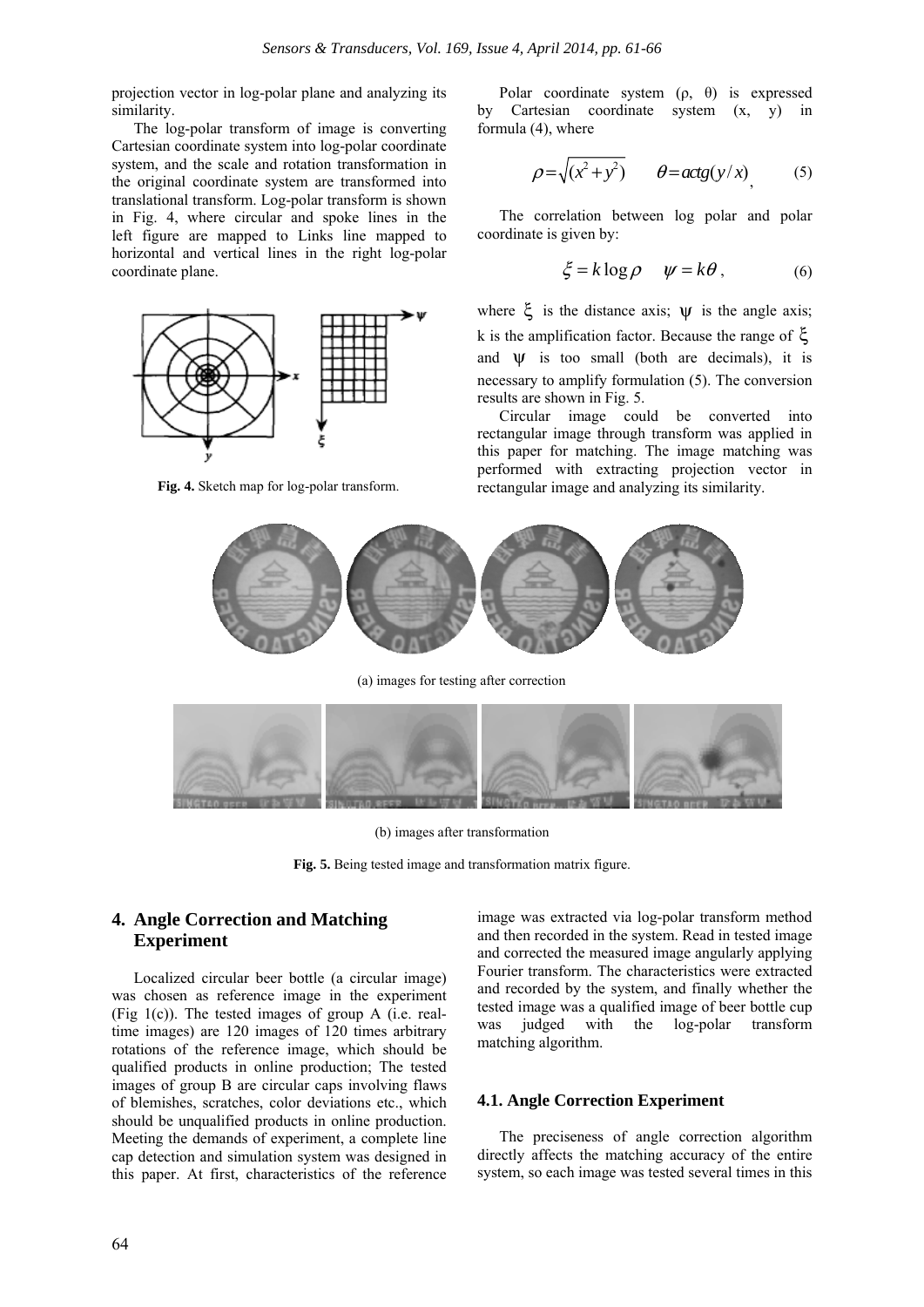projection vector in log-polar plane and analyzing its similarity.

The log-polar transform of image is converting Cartesian coordinate system into log-polar coordinate system, and the scale and rotation transformation in the original coordinate system are transformed into translational transform. Log-polar transform is shown in Fig. 4, where circular and spoke lines in the left figure are mapped to Links line mapped to horizontal and vertical lines in the right log-polar coordinate plane.

**Fig. 4.** Sketch map for log-polar transform.

Polar coordinate system (ρ, θ) is expressed by Cartesian coordinate system (x, y) in formula (4), where

$$\rho = \sqrt{(x^2 + y^2)} \qquad \theta = actg(y/x), \tag{5}$$

The correlation between log polar and polar coordinate is given by:

$$\xi = k \log \rho \qquad \psi = k\theta, \tag{6}$$

where $\xi$ is the distance axis; $\psi$ is the angle axis; k is the amplification factor. Because the range of $\xi$ and $\psi$ is too small (both are decimals), it is necessary to amplify formulation (5). The conversion results are shown in Fig. 5.

Circular image could be converted into rectangular image through transform was applied in this paper for matching. The image matching was performed with extracting projection vector in rectangular image and analyzing its similarity.

(a) images for testing after correction

(b) images after transformation

**Fig. 5.** Being tested image and transformation matrix figure.

## 4. Angle Correction and Matching Experiment

Localized circular beer bottle (a circular image) was chosen as reference image in the experiment (Fig 1(c)). The tested images of group A (i.e. real-time images) are 120 images of 120 times arbitrary rotations of the reference image, which should be qualified products in online production; The tested images of group B are circular caps involving flaws of blemishes, scratches, color deviations etc., which should be unqualified products in online production. Meeting the demands of experiment, a complete line cap detection and simulation system was designed in this paper. At first, characteristics of the reference image was extracted via log-polar transform method and then recorded in the system. Read in tested image and corrected the measured image angularly applying Fourier transform. The characteristics were extracted and recorded by the system, and finally whether the tested image was a qualified image of beer bottle cup was judged with the log-polar transform matching algorithm.

### 4.1. Angle Correction Experiment

The preciseness of angle correction algorithm directly affects the matching accuracy of the entire system, so each image was tested several times in this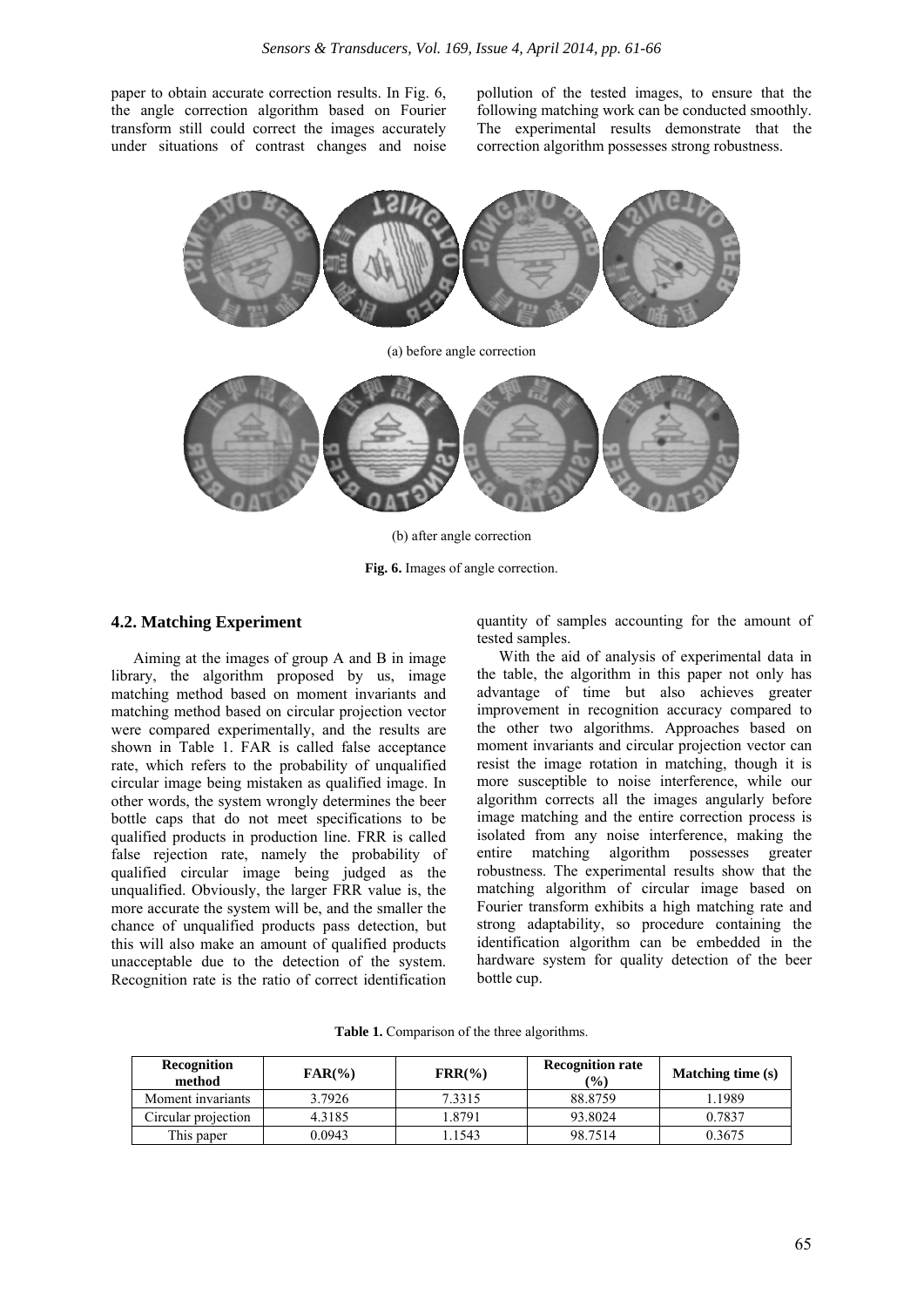paper to obtain accurate correction results. In Fig. 6, the angle correction algorithm based on Fourier transform still could correct the images accurately under situations of contrast changes and noise pollution of the tested images, to ensure that the following matching work can be conducted smoothly. The experimental results demonstrate that the correction algorithm possesses strong robustness.

(a) before angle correction

(b) after angle correction

**Fig. 6.** Images of angle correction.

### 4.2. Matching Experiment

Aiming at the images of group A and B in image library, the algorithm proposed by us, image matching method based on moment invariants and matching method based on circular projection vector were compared experimentally, and the results are shown in Table 1. FAR is called false acceptance rate, which refers to the probability of unqualified circular image being mistaken as qualified image. In other words, the system wrongly determines the beer bottle caps that do not meet specifications to be qualified products in production line. FRR is called false rejection rate, namely the probability of qualified circular image being judged as the unqualified. Obviously, the larger FRR value is, the more accurate the system will be, and the smaller the chance of unqualified products pass detection, but this will also make an amount of qualified products unacceptable due to the detection of the system. Recognition rate is the ratio of correct identification quantity of samples accounting for the amount of tested samples.

With the aid of analysis of experimental data in the table, the algorithm in this paper not only has advantage of time but also achieves greater improvement in recognition accuracy compared to the other two algorithms. Approaches based on moment invariants and circular projection vector can resist the image rotation in matching, though it is more susceptible to noise interference, while our algorithm corrects all the images angularly before image matching and the entire correction process is isolated from any noise interference, making the entire matching algorithm possesses greater robustness. The experimental results show that the matching algorithm of circular image based on Fourier transform exhibits a high matching rate and strong adaptability, so procedure containing the identification algorithm can be embedded in the hardware system for quality detection of the beer bottle cup.

**Table 1.** Comparison of the three algorithms.

| Recognition method | FAR(%) | FRR(%) | Recognition rate (%) | Matching time (s) |
|---|---|---|---|---|
| Moment invariants | 3.7926 | 7.3315 | 88.8759 | 1.1989 |
| Circular projection | 4.3185 | 1.8791 | 93.8024 | 0.7837 |
| This paper | 0.0943 | 1.1543 | 98.7514 | 0.3675 |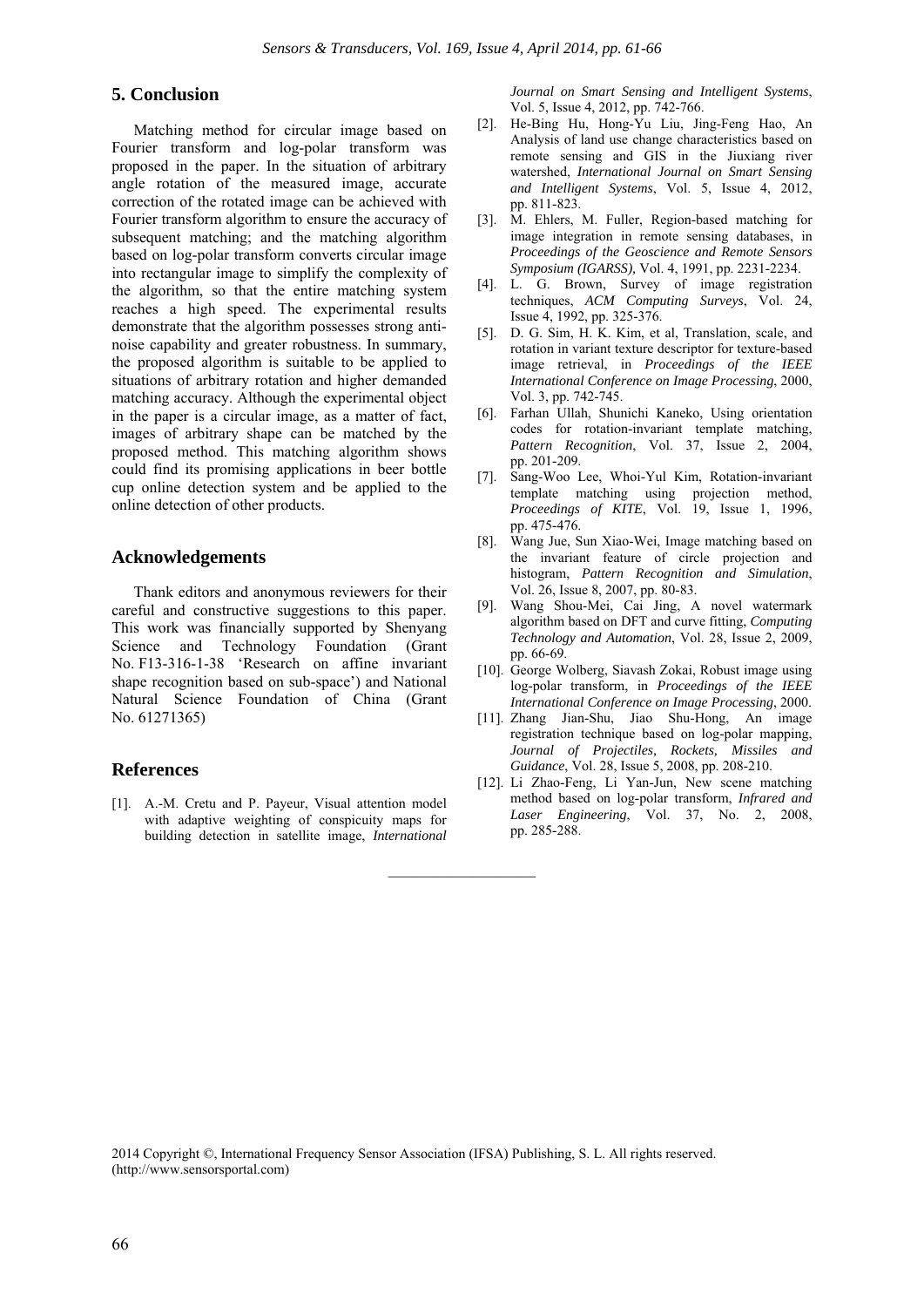## 5. Conclusion

Matching method for circular image based on Fourier transform and log-polar transform was proposed in the paper. In the situation of arbitrary angle rotation of the measured image, accurate correction of the rotated image can be achieved with Fourier transform algorithm to ensure the accuracy of subsequent matching; and the matching algorithm based on log-polar transform converts circular image into rectangular image to simplify the complexity of the algorithm, so that the entire matching system reaches a high speed. The experimental results demonstrate that the algorithm possesses strong anti-noise capability and greater robustness. In summary, the proposed algorithm is suitable to be applied to situations of arbitrary rotation and higher demanded matching accuracy. Although the experimental object in the paper is a circular image, as a matter of fact, images of arbitrary shape can be matched by the proposed method. This matching algorithm shows could find its promising applications in beer bottle cup online detection system and be applied to the online detection of other products.

## Acknowledgements

Thank editors and anonymous reviewers for their careful and constructive suggestions to this paper. This work was financially supported by Shenyang Science and Technology Foundation (Grant No. F13-316-1-38 'Research on affine invariant shape recognition based on sub-space') and National Natural Science Foundation of China (Grant No. 61271365)

## References

[1]. A.-M. Cretu and P. Payeur, Visual attention model with adaptive weighting of conspicuity maps for building detection in satellite image, *International Journal on Smart Sensing and Intelligent Systems*, Vol. 5, Issue 4, 2012, pp. 742-766.

[2]. He-Bing Hu, Hong-Yu Liu, Jing-Feng Hao, An Analysis of land use change characteristics based on remote sensing and GIS in the Jiuxiang river watershed, *International Journal on Smart Sensing and Intelligent Systems*, Vol. 5, Issue 4, 2012, pp. 811-823.

[3]. M. Ehlers, M. Fuller, Region-based matching for image integration in remote sensing databases, in *Proceedings of the Geoscience and Remote Sensors Symposium (IGARSS),* Vol. 4, 1991, pp. 2231-2234.

[4]. L. G. Brown, Survey of image registration techniques, *ACM Computing Surveys*, Vol. 24, Issue 4, 1992, pp. 325-376.

[5]. D. G. Sim, H. K. Kim, et al, Translation, scale, and rotation in variant texture descriptor for texture-based image retrieval, in *Proceedings of the IEEE International Conference on Image Processing*, 2000, Vol. 3, pp. 742-745.

[6]. Farhan Ullah, Shunichi Kaneko, Using orientation codes for rotation-invariant template matching, *Pattern Recognition*, Vol. 37, Issue 2, 2004, pp. 201-209.

[7]. Sang-Woo Lee, Whoi-Yul Kim, Rotation-invariant template matching using projection method, *Proceedings of KITE*, Vol. 19, Issue 1, 1996, pp. 475-476.

[8]. Wang Jue, Sun Xiao-Wei, Image matching based on the invariant feature of circle projection and histogram, *Pattern Recognition and Simulation*, Vol. 26, Issue 8, 2007, pp. 80-83.

[9]. Wang Shou-Mei, Cai Jing, A novel watermark algorithm based on DFT and curve fitting, *Computing Technology and Automation*, Vol. 28, Issue 2, 2009, pp. 66-69.

[10]. George Wolberg, Siavash Zokai, Robust image using log-polar transform, in *Proceedings of the IEEE International Conference on Image Processing*, 2000.

[11]. Zhang Jian-Shu, Jiao Shu-Hong, An image registration technique based on log-polar mapping, *Journal of Projectiles, Rockets, Missiles and Guidance*, Vol. 28, Issue 5, 2008, pp. 208-210.

[12]. Li Zhao-Feng, Li Yan-Jun, New scene matching method based on log-polar transform, *Infrared and Laser Engineering*, Vol. 37, No. 2, 2008, pp. 285-288.

___________________

2014 Copyright ©, International Frequency Sensor Association (IFSA) Publishing, S. L. All rights reserved. (http://www.sensorsportal.com)